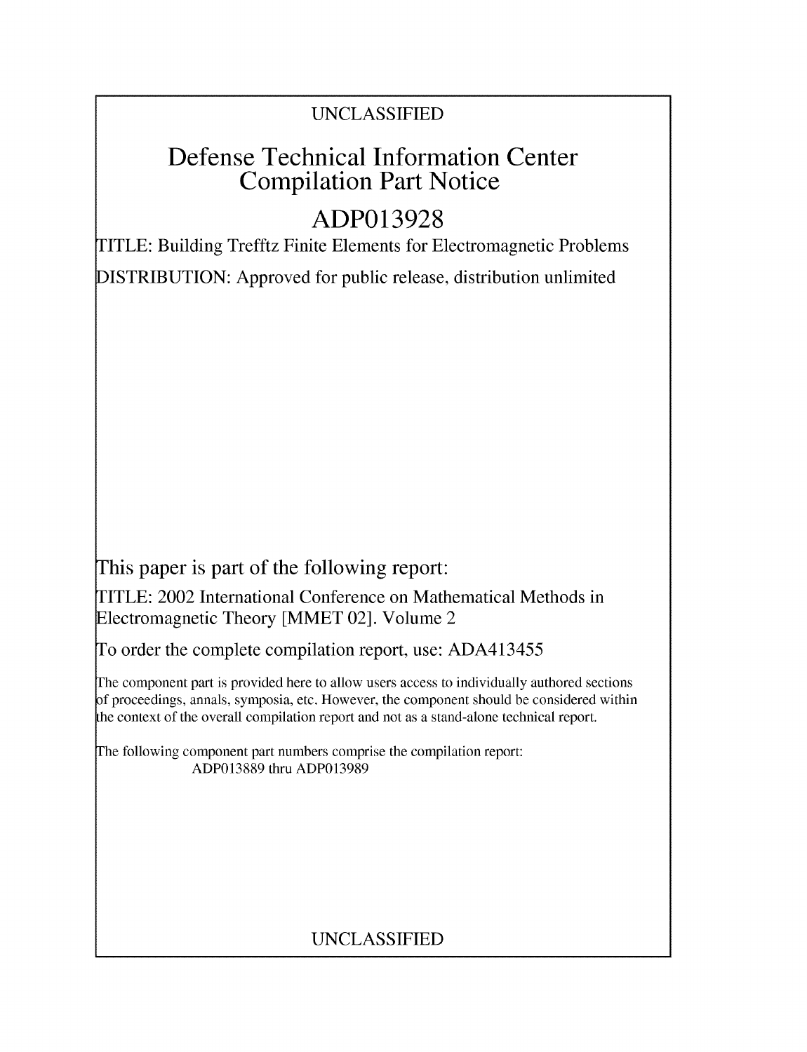UNCLASSIFIED

# Defense Technical Information Center Compilation Part Notice

## ADP013928

TITLE: Building Trefftz Finite Elements for Electromagnetic Problems

DISTRIBUTION: Approved for public release, distribution unlimited

This paper is part of the following report:

TITLE: 2002 International Conference on Mathematical Methods in Electromagnetic Theory [MMET 02]. Volume 2

To order the complete compilation report, use: ADA413455

The component part is provided here to allow users access to individually authored sections of proceedings, annals, symposia, etc. However, the component should be considered within the context of the overall compilation report and not as a stand-alone technical report.

The following component part numbers comprise the compilation report:
ADP013889 thru ADP013989

UNCLASSIFIED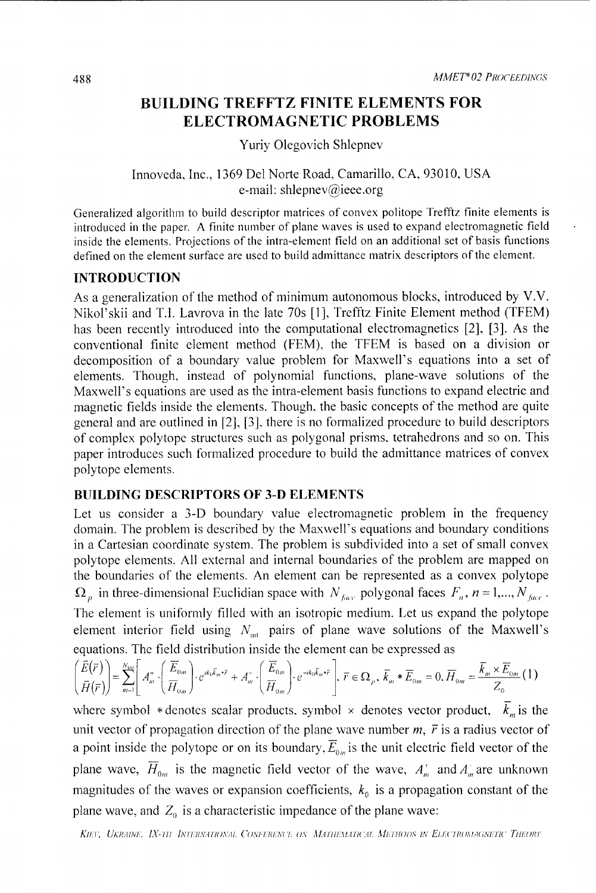# BUILDING TREFFTZ FINITE ELEMENTS FOR ELECTROMAGNETIC PROBLEMS

Yuriy Olegovich Shlepnev

Innoveda, Inc., 1369 Del Norte Road, Camarillo, CA, 93010, USA
e-mail: shlepnev@ieee.org

Generalized algorithm to build descriptor matrices of convex politope Trefftz finite elements is introduced in the paper. A finite number of plane waves is used to expand electromagnetic field inside the elements. Projections of the intra-element field on an additional set of basis functions defined on the element surface are used to build admittance matrix descriptors of the element.

## INTRODUCTION

As a generalization of the method of minimum autonomous blocks, introduced by V.V. Nikol'skii and T.I. Lavrova in the late 70s [1], Trefftz Finite Element method (TFEM) has been recently introduced into the computational electromagnetics [2], [3]. As the conventional finite element method (FEM), the TFEM is based on a division or decomposition of a boundary value problem for Maxwell's equations into a set of elements. Though, instead of polynomial functions, plane-wave solutions of the Maxwell's equations are used as the intra-element basis functions to expand electric and magnetic fields inside the elements. Though, the basic concepts of the method are quite general and are outlined in [2], [3], there is no formalized procedure to build descriptors of complex polytope structures such as polygonal prisms, tetrahedrons and so on. This paper introduces such formalized procedure to build the admittance matrices of convex polytope elements.

## BUILDING DESCRIPTORS OF 3-D ELEMENTS

Let us consider a 3-D boundary value electromagnetic problem in the frequency domain. The problem is described by the Maxwell's equations and boundary conditions in a Cartesian coordinate system. The problem is subdivided into a set of small convex polytope elements. All external and internal boundaries of the problem are mapped on the boundaries of the elements. An element can be represented as a convex polytope $\Omega_p$ in three-dimensional Euclidian space with $N_{face}$ polygonal faces $F_n$, $n = 1,...,N_{face}$. The element is uniformly filled with an isotropic medium. Let us expand the polytope element interior field using $N_{int}$ pairs of plane wave solutions of the Maxwell's equations. The field distribution inside the element can be expressed as

$$\begin{pmatrix} \bar{E}(\bar{r}) \\ \bar{H}(\bar{r}) \end{pmatrix} = \sum_{m=1}^{N_{int}} \left[ A_m^+ \cdot \begin{pmatrix} \bar{E}_{0m} \\ \bar{H}_{0m} \end{pmatrix} \cdot e^{ik_0 \bar{k}_m * \bar{r}} + A_m^- \cdot \begin{pmatrix} \bar{E}_{0m} \\ \bar{H}_{0m} \end{pmatrix} \cdot e^{-ik_0 \bar{k}_m * \bar{r}} \right], \; \bar{r} \in \Omega_p, \; \bar{k}_m * \bar{E}_{0m} = 0, \bar{H}_{0m} = \frac{\bar{k}_m \times \bar{E}_{0m}}{Z_0} \quad (1)$$

where symbol $*$ denotes scalar products, symbol $\times$ denotes vector product, $\bar{k}_m$ is the unit vector of propagation direction of the plane wave number $m$, $\bar{r}$ is a radius vector of a point inside the polytope or on its boundary, $\bar{E}_{0m}$ is the unit electric field vector of the plane wave, $\bar{H}_{0m}$ is the magnetic field vector of the wave, $A_m^+$ and $A_m^-$ are unknown magnitudes of the waves or expansion coefficients, $k_0$ is a propagation constant of the plane wave, and $Z_0$ is a characteristic impedance of the plane wave: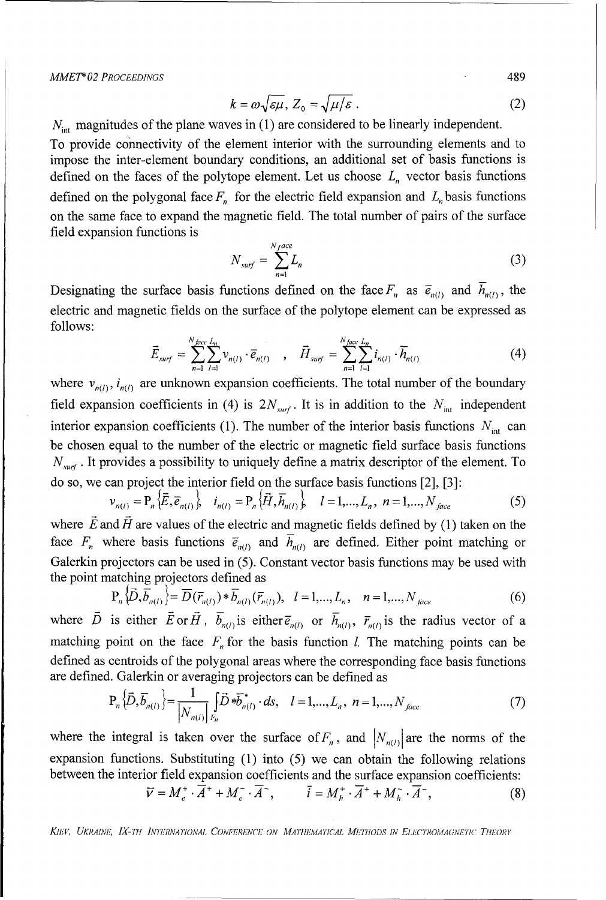$$k = \omega\sqrt{\varepsilon\mu},\; Z_0 = \sqrt{\mu/\varepsilon}\,. \tag{2}$$

$N_{\rm int}$ magnitudes of the plane waves in (1) are considered to be linearly independent.

To provide connectivity of the element interior with the surrounding elements and to impose the inter-element boundary conditions, an additional set of basis functions is defined on the faces of the polytope element. Let us choose $L_n$ vector basis functions defined on the polygonal face $F_n$ for the electric field expansion and $L_n$ basis functions on the same face to expand the magnetic field. The total number of pairs of the surface field expansion functions is

$$N_{surf} = \sum_{n=1}^{N_{face}} L_n \tag{3}$$

Designating the surface basis functions defined on the face $F_n$ as $\bar{e}_{n(l)}$ and $\bar{h}_{n(l)}$, the electric and magnetic fields on the surface of the polytope element can be expressed as follows:

$$\vec{E}_{surf} = \sum_{n=1}^{N_{face}}\sum_{l=1}^{L_n} v_{n(l)} \cdot \bar{e}_{n(l)} \quad , \quad \vec{H}_{surf} = \sum_{n=1}^{N_{face}}\sum_{l=1}^{L_n} i_{n(l)} \cdot \bar{h}_{n(l)} \tag{4}$$

where $v_{n(l)}$, $i_{n(l)}$ are unknown expansion coefficients. The total number of the boundary field expansion coefficients in (4) is $2N_{surf}$. It is in addition to the $N_{\rm int}$ independent interior expansion coefficients (1). The number of the interior basis functions $N_{\rm int}$ can be chosen equal to the number of the electric or magnetic field surface basis functions $N_{surf}$. It provides a possibility to uniquely define a matrix descriptor of the element. To do so, we can project the interior field on the surface basis functions [2], [3]:

$$v_{n(l)} = {\rm P}_n\left\{\vec{E}, \bar{e}_{n(l)}\right\},\quad i_{n(l)} = {\rm P}_n\left\{\vec{H}, \bar{h}_{n(l)}\right\},\quad l = 1,\ldots,L_n,\; n = 1,\ldots,N_{face} \tag{5}$$

where $\vec{E}$ and $\vec{H}$ are values of the electric and magnetic fields defined by (1) taken on the face $F_n$ where basis functions $\bar{e}_{n(l)}$ and $\bar{h}_{n(l)}$ are defined. Either point matching or Galerkin projectors can be used in (5). Constant vector basis functions may be used with the point matching projectors defined as

$${\rm P}_n\left\{\vec{D}, \bar{b}_{n(l)}\right\} = \vec{D}(\bar{r}_{n(l)}) * \bar{b}_{n(l)}(\bar{r}_{n(l)}),\quad l = 1,\ldots,L_n,\quad n = 1,\ldots,N_{face} \tag{6}$$

where $\vec{D}$ is either $\vec{E}$ or $\vec{H}$, $\bar{b}_{n(l)}$ is either $\bar{e}_{n(l)}$ or $\bar{h}_{n(l)}$, $\bar{r}_{n(l)}$ is the radius vector of a matching point on the face $F_n$ for the basis function $l$. The matching points can be defined as centroids of the polygonal areas where the corresponding face basis functions are defined. Galerkin or averaging projectors can be defined as

$${\rm P}_n\left\{\vec{D}, \bar{b}_{n(l)}\right\} = \frac{1}{\left|N_{n(l)}\right|}\int_{F_n} \vec{D} * \bar{b}^{*}_{n(l)} \cdot ds,\quad l = 1,\ldots,L_n,\quad n = 1,\ldots,N_{face} \tag{7}$$

where the integral is taken over the surface of $F_n$, and $\left|N_{n(l)}\right|$ are the norms of the expansion functions. Substituting (1) into (5) we can obtain the following relations between the interior field expansion coefficients and the surface expansion coefficients:

$$\bar{v} = M_e^{+} \cdot \bar{A}^{+} + M_e^{-} \cdot \bar{A}^{-}, \qquad \bar{i} = M_h^{+} \cdot \bar{A}^{+} + M_h^{-} \cdot \bar{A}^{-}, \tag{8}$$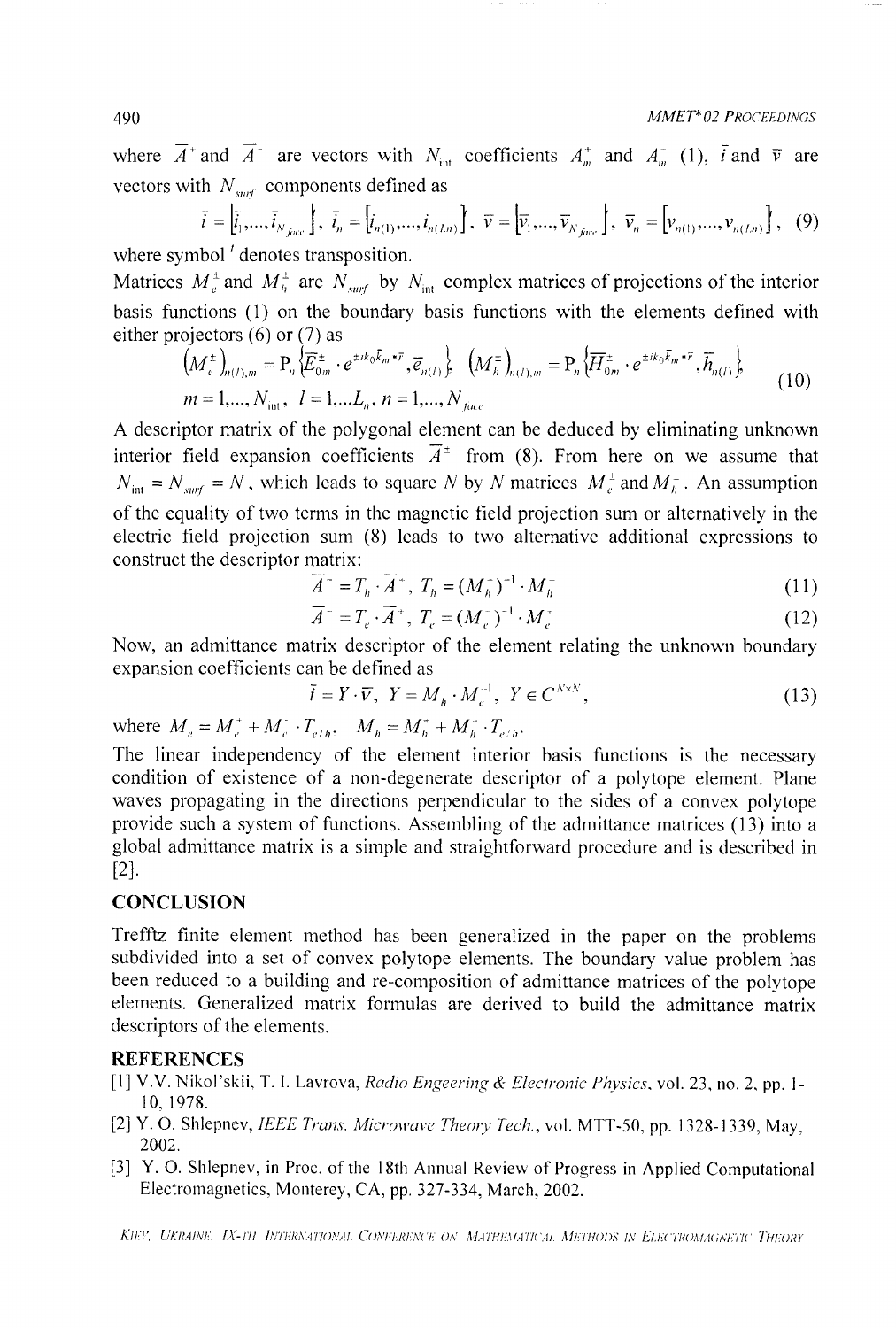where $\overline{A}^+$ and $\overline{A}^-$ are vectors with $N_{\text{int}}$ coefficients $A_m^+$ and $A_m^-$ (1), $\bar{i}$ and $\bar{v}$ are vectors with $N_{surf}$ components defined as

$$\bar{i} = \left[\bar{i}_1,...,\bar{i}_{N_{face}}\right]', \ \bar{i}_n = \left[i_{n(1)},...,i_{n(L_n)}\right]', \ \bar{v} = \left[\bar{v}_1,...,\bar{v}_{N_{face}}\right]', \ \bar{v}_n = \left[v_{n(1)},...,v_{n(L_n)}\right]', \quad (9)$$

where symbol $'$ denotes transposition.

Matrices $M_e^{\pm}$ and $M_h^{\pm}$ are $N_{surf}$ by $N_{\text{int}}$ complex matrices of projections of the interior basis functions (1) on the boundary basis functions with the elements defined with either projectors (6) or (7) as

$$\left(M_e^{\pm}\right)_{n(l),m} = \mathrm{P}_n\left\{\overline{E}_{0m}^{\pm} \cdot e^{\pm ik_0\bar{k}_m \bullet \bar{r}}, \bar{e}_{n(l)}\right\}, \ \left(M_h^{\pm}\right)_{n(l),m} = \mathrm{P}_n\left\{\overline{H}_{0m}^{\pm} \cdot e^{\pm ik_0\bar{k}_m \bullet \bar{r}}, \bar{h}_{n(l)}\right\}$$
$$m = 1,...,N_{\text{int}}, \ l = 1,...L_n, \ n = 1,...,N_{face} \quad (10)$$

A descriptor matrix of the polygonal element can be deduced by eliminating unknown interior field expansion coefficients $\overline{A}^{\pm}$ from (8). From here on we assume that $N_{\text{int}} = N_{surf} = N$, which leads to square $N$ by $N$ matrices $M_e^{\pm}$ and $M_h^{\pm}$. An assumption of the equality of two terms in the magnetic field projection sum or alternatively in the electric field projection sum (8) leads to two alternative additional expressions to construct the descriptor matrix:

$$\overline{A}^- = T_h \cdot \overline{A}^+, \ T_h = (M_h^-)^{-1} \cdot M_h^+ \quad (11)$$

$$\overline{A}^- = T_e \cdot \overline{A}^+, \ T_e = (M_e^-)^{-1} \cdot M_e^- \quad (12)$$

Now, an admittance matrix descriptor of the element relating the unknown boundary expansion coefficients can be defined as

$$\bar{i} = Y \cdot \bar{v}, \ Y = M_h \cdot M_e^{-1}, \ Y \in C^{N \times N}, \quad (13)$$

where $M_e = M_e^+ + M_e^- \cdot T_{e/h}$, $M_h = M_h^- + M_h^- \cdot T_{e/h}$.

The linear independency of the element interior basis functions is the necessary condition of existence of a non-degenerate descriptor of a polytope element. Plane waves propagating in the directions perpendicular to the sides of a convex polytope provide such a system of functions. Assembling of the admittance matrices (13) into a global admittance matrix is a simple and straightforward procedure and is described in [2].

## CONCLUSION

Trefftz finite element method has been generalized in the paper on the problems subdivided into a set of convex polytope elements. The boundary value problem has been reduced to a building and re-composition of admittance matrices of the polytope elements. Generalized matrix formulas are derived to build the admittance matrix descriptors of the elements.

## REFERENCES

[1] V.V. Nikol'skii, T. I. Lavrova, *Radio Engeering & Electronic Physics*, vol. 23, no. 2, pp. 1-10, 1978.

[2] Y. O. Shlepnev, *IEEE Trans. Microwave Theory Tech.*, vol. MTT-50, pp. 1328-1339, May, 2002.

[3] Y. O. Shlepnev, in Proc. of the 18th Annual Review of Progress in Applied Computational Electromagnetics, Monterey, CA, pp. 327-334, March, 2002.